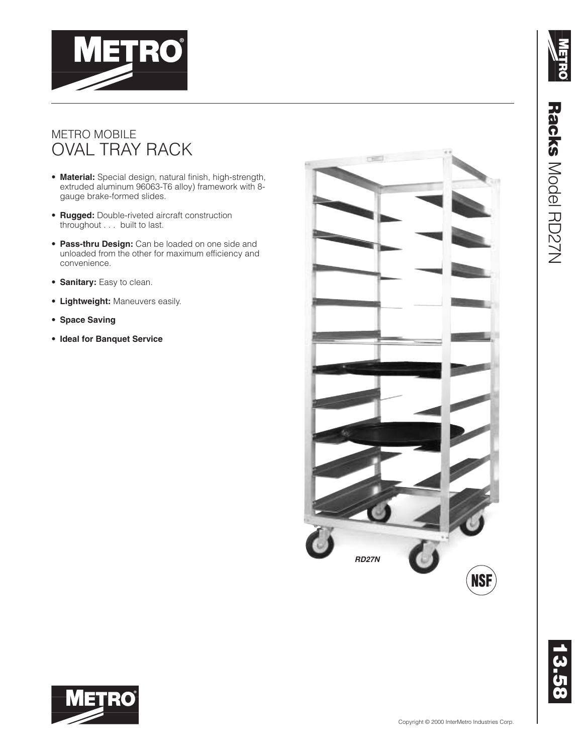# METRO MOBILE
## OVAL TRAY RACK

- **Material:** Special design, natural finish, high-strength, extruded aluminum 96063-T6 alloy) framework with 8-gauge brake-formed slides.
- **Rugged:** Double-riveted aircraft construction throughout . . . built to last.
- **Pass-thru Design:** Can be loaded on one side and unloaded from the other for maximum efficiency and convenience.
- **Sanitary:** Easy to clean.
- **Lightweight:** Maneuvers easily.
- **Space Saving**
- **Ideal for Banquet Service**

***RD27N***

**Racks** Model RD27N

Copyright © 2000 InterMetro Industries Corp.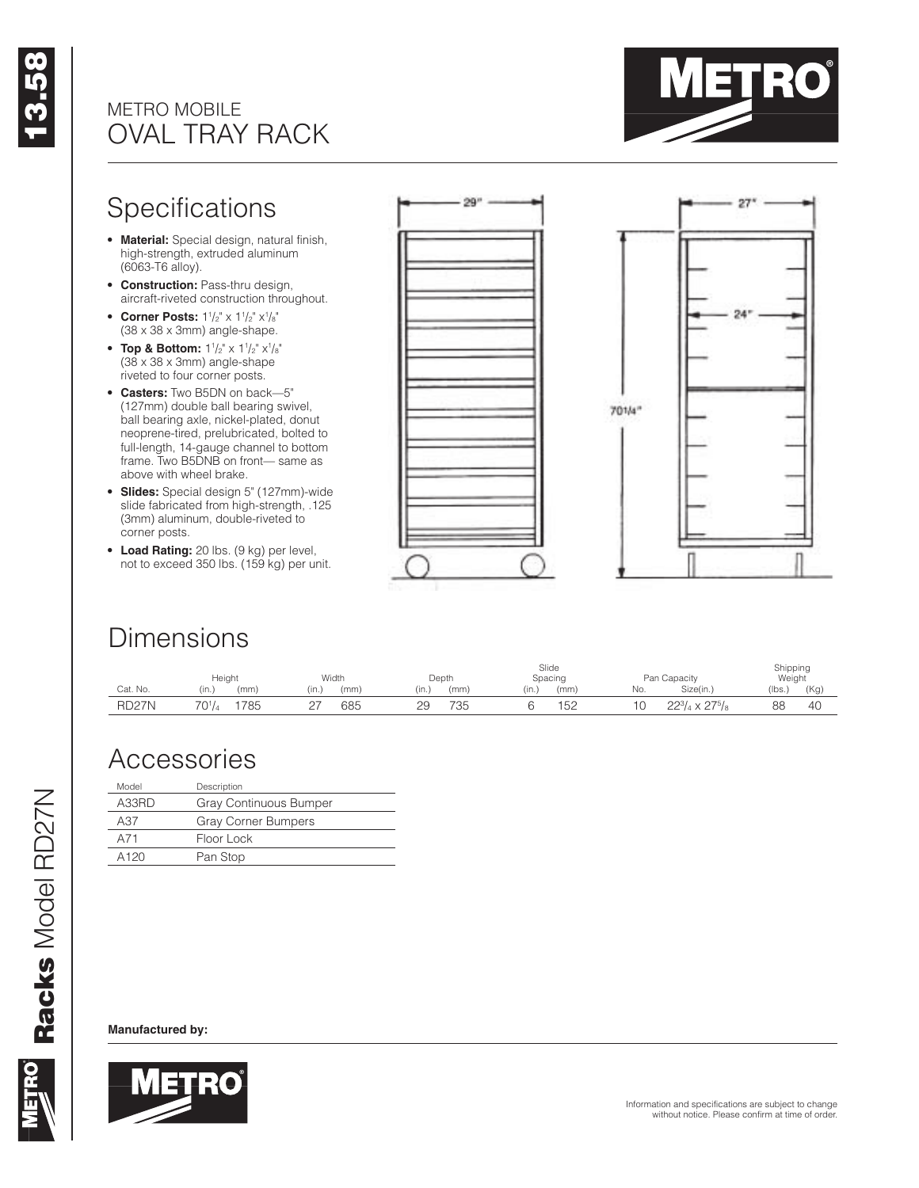METRO MOBILE
# OVAL TRAY RACK

## Specifications

- **Material:** Special design, natural finish, high-strength, extruded aluminum (6063-T6 alloy).
- **Construction:** Pass-thru design, aircraft-riveted construction throughout.
- **Corner Posts:** 1$^1/_2$" x 1$^1/_2$" x$^1/_8$" (38 x 38 x 3mm) angle-shape.
- **Top & Bottom:** 1$^1/_2$" x 1$^1/_2$" x$^1/_8$" (38 x 38 x 3mm) angle-shape riveted to four corner posts.
- **Casters:** Two B5DN on back—5" (127mm) double ball bearing swivel, ball bearing axle, nickel-plated, donut neoprene-tired, prelubricated, bolted to full-length, 14-gauge channel to bottom frame. Two B5DNB on front— same as above with wheel brake.
- **Slides:** Special design 5" (127mm)-wide slide fabricated from high-strength, .125 (3mm) aluminum, double-riveted to corner posts.
- **Load Rating:** 20 lbs. (9 kg) per level, not to exceed 350 lbs. (159 kg) per unit.

29"

27"

24"

70¼"

## Dimensions

| Cat. No. | Height (in.) | Height (mm) | Width (in.) | Width (mm) | Depth (in.) | Depth (mm) | Slide Spacing (in.) | Slide Spacing (mm) | Pan Capacity No. | Pan Capacity Size(in.) | Shipping Weight (lbs.) | Shipping Weight (Kg) |
|---|---|---|---|---|---|---|---|---|---|---|---|---|
| RD27N | 70$^1/_4$ | 1785 | 27 | 685 | 29 | 735 | 6 | 152 | 10 | 22$^3/_4$ x 27$^5/_8$ | 88 | 40 |

## Accessories

| Model | Description |
|---|---|
| A33RD | Gray Continuous Bumper |
| A37 | Gray Corner Bumpers |
| A71 | Floor Lock |
| A120 | Pan Stop |

**Manufactured by:**

Information and specifications are subject to change without notice. Please confirm at time of order.